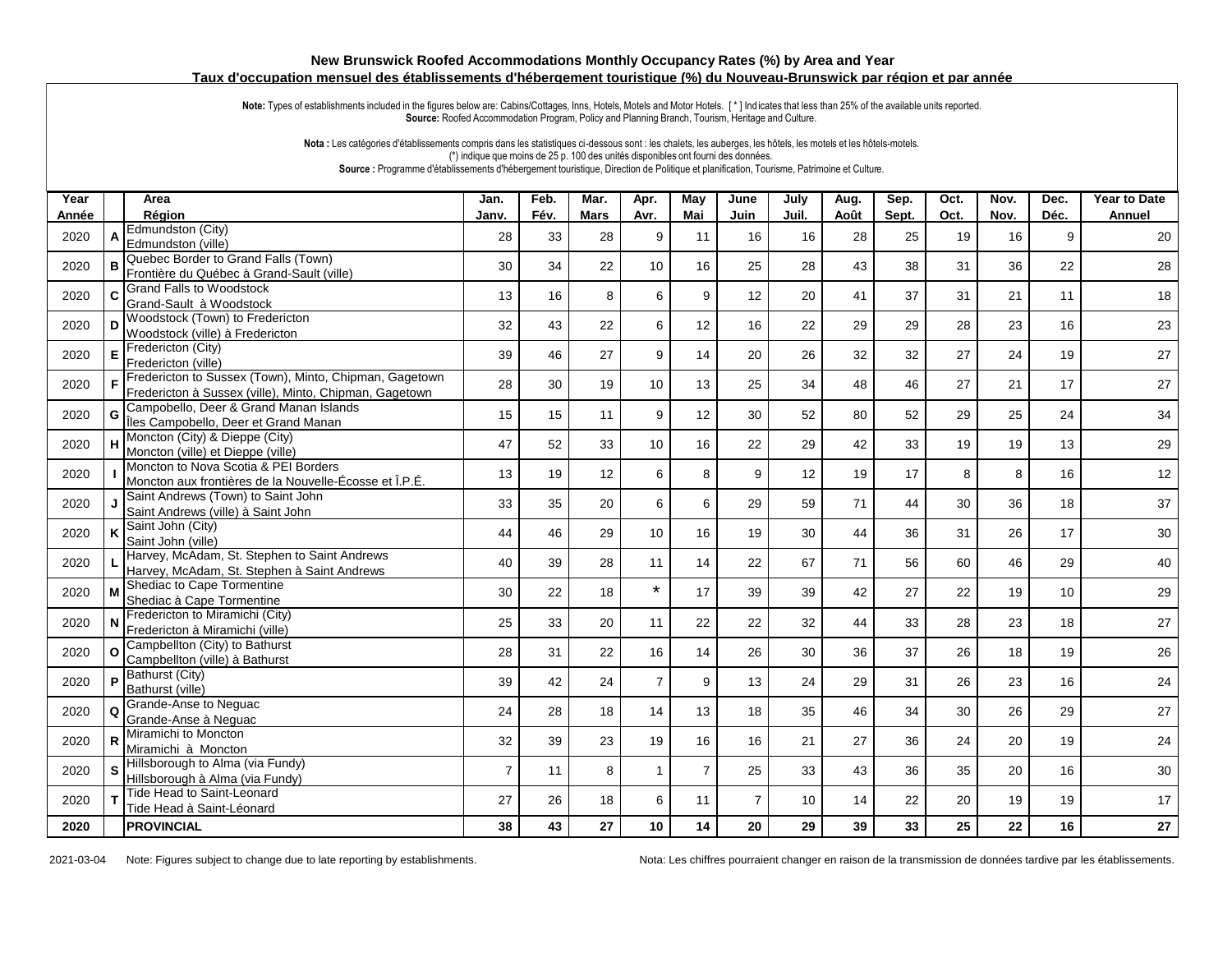# New Brunswick Roofed Accommodations Monthly Occupancy Rates (%) by Area and Year

## Taux d'occupation mensuel des établissements d'hébergement touristique (%) du Nouveau-Brunswick par région et par année

**Note:** Types of establishments included in the figures below are: Cabins/Cottages, Inns, Hotels, Motels and Motor Hotels. [ * ] Indicates that less than 25% of the available units reported.
**Source:** Roofed Accommodation Program, Policy and Planning Branch, Tourism, Heritage and Culture.

**Nota :** Les catégories d'établissements compris dans les statistiques ci-dessous sont : les chalets, les auberges, les hôtels, les motels et les hôtels-motels.
(*) indique que moins de 25 p. 100 des unités disponibles ont fourni des données.
**Source :** Programme d'établissements d'hébergement touristique, Direction de Politique et planification, Tourisme, Patrimoine et Culture.

| Year / Année | | Area / Région | Jan. / Janv. | Feb. / Fév. | Mar. / Mars | Apr. / Avr. | May / Mai | June / Juin | July / Juil. | Aug. / Août | Sep. / Sept. | Oct. / Oct. | Nov. / Nov. | Dec. / Déc. | Year to Date / Annuel |
|---|---|---|---|---|---|---|---|---|---|---|---|---|---|---|---|
| 2020 | A | Edmundston (City) / Edmundston (ville) | 28 | 33 | 28 | 9 | 11 | 16 | 16 | 28 | 25 | 19 | 16 | 9 | 20 |
| 2020 | B | Quebec Border to Grand Falls (Town) / Frontière du Québec à Grand-Sault (ville) | 30 | 34 | 22 | 10 | 16 | 25 | 28 | 43 | 38 | 31 | 36 | 22 | 28 |
| 2020 | C | Grand Falls to Woodstock / Grand-Sault à Woodstock | 13 | 16 | 8 | 6 | 9 | 12 | 20 | 41 | 37 | 31 | 21 | 11 | 18 |
| 2020 | D | Woodstock (Town) to Fredericton / Woodstock (ville) à Fredericton | 32 | 43 | 22 | 6 | 12 | 16 | 22 | 29 | 29 | 28 | 23 | 16 | 23 |
| 2020 | E | Fredericton (City) / Fredericton (ville) | 39 | 46 | 27 | 9 | 14 | 20 | 26 | 32 | 32 | 27 | 24 | 19 | 27 |
| 2020 | F | Fredericton to Sussex (Town), Minto, Chipman, Gagetown / Fredericton à Sussex (ville), Minto, Chipman, Gagetown | 28 | 30 | 19 | 10 | 13 | 25 | 34 | 48 | 46 | 27 | 21 | 17 | 27 |
| 2020 | G | Campobello, Deer & Grand Manan Islands / Îles Campobello, Deer et Grand Manan | 15 | 15 | 11 | 9 | 12 | 30 | 52 | 80 | 52 | 29 | 25 | 24 | 34 |
| 2020 | H | Moncton (City) & Dieppe (City) / Moncton (ville) et Dieppe (ville) | 47 | 52 | 33 | 10 | 16 | 22 | 29 | 42 | 33 | 19 | 19 | 13 | 29 |
| 2020 | I | Moncton to Nova Scotia & PEI Borders / Moncton aux frontières de la Nouvelle-Écosse et Î.P.É. | 13 | 19 | 12 | 6 | 8 | 9 | 12 | 19 | 17 | 8 | 8 | 16 | 12 |
| 2020 | J | Saint Andrews (Town) to Saint John / Saint Andrews (ville) à Saint John | 33 | 35 | 20 | 6 | 6 | 29 | 59 | 71 | 44 | 30 | 36 | 18 | 37 |
| 2020 | K | Saint John (City) / Saint John (ville) | 44 | 46 | 29 | 10 | 16 | 19 | 30 | 44 | 36 | 31 | 26 | 17 | 30 |
| 2020 | L | Harvey, McAdam, St. Stephen to Saint Andrews / Harvey, McAdam, St. Stephen à Saint Andrews | 40 | 39 | 28 | 11 | 14 | 22 | 67 | 71 | 56 | 60 | 46 | 29 | 40 |
| 2020 | M | Shediac to Cape Tormentine / Shediac à Cape Tormentine | 30 | 22 | 18 | * | 17 | 39 | 39 | 42 | 27 | 22 | 19 | 10 | 29 |
| 2020 | N | Fredericton to Miramichi (City) / Fredericton à Miramichi (ville) | 25 | 33 | 20 | 11 | 22 | 22 | 32 | 44 | 33 | 28 | 23 | 18 | 27 |
| 2020 | O | Campbellton (City) to Bathurst / Campbellton (ville) à Bathurst | 28 | 31 | 22 | 16 | 14 | 26 | 30 | 36 | 37 | 26 | 18 | 19 | 26 |
| 2020 | P | Bathurst (City) / Bathurst (ville) | 39 | 42 | 24 | 7 | 9 | 13 | 24 | 29 | 31 | 26 | 23 | 16 | 24 |
| 2020 | Q | Grande-Anse to Neguac / Grande-Anse à Neguac | 24 | 28 | 18 | 14 | 13 | 18 | 35 | 46 | 34 | 30 | 26 | 29 | 27 |
| 2020 | R | Miramichi to Moncton / Miramichi à Moncton | 32 | 39 | 23 | 19 | 16 | 16 | 21 | 27 | 36 | 24 | 20 | 19 | 24 |
| 2020 | S | Hillsborough to Alma (via Fundy) / Hillsborough à Alma (via Fundy) | 7 | 11 | 8 | 1 | 7 | 25 | 33 | 43 | 36 | 35 | 20 | 16 | 30 |
| 2020 | T | Tide Head to Saint-Leonard / Tide Head à Saint-Léonard | 27 | 26 | 18 | 6 | 11 | 7 | 10 | 14 | 22 | 20 | 19 | 19 | 17 |
| **2020** | | **PROVINCIAL** | **38** | **43** | **27** | **10** | **14** | **20** | **29** | **39** | **33** | **25** | **22** | **16** | **27** |

2021-03-04 Note: Figures subject to change due to late reporting by establishments.

Nota: Les chiffres pourraient changer en raison de la transmission de données tardive par les établissements.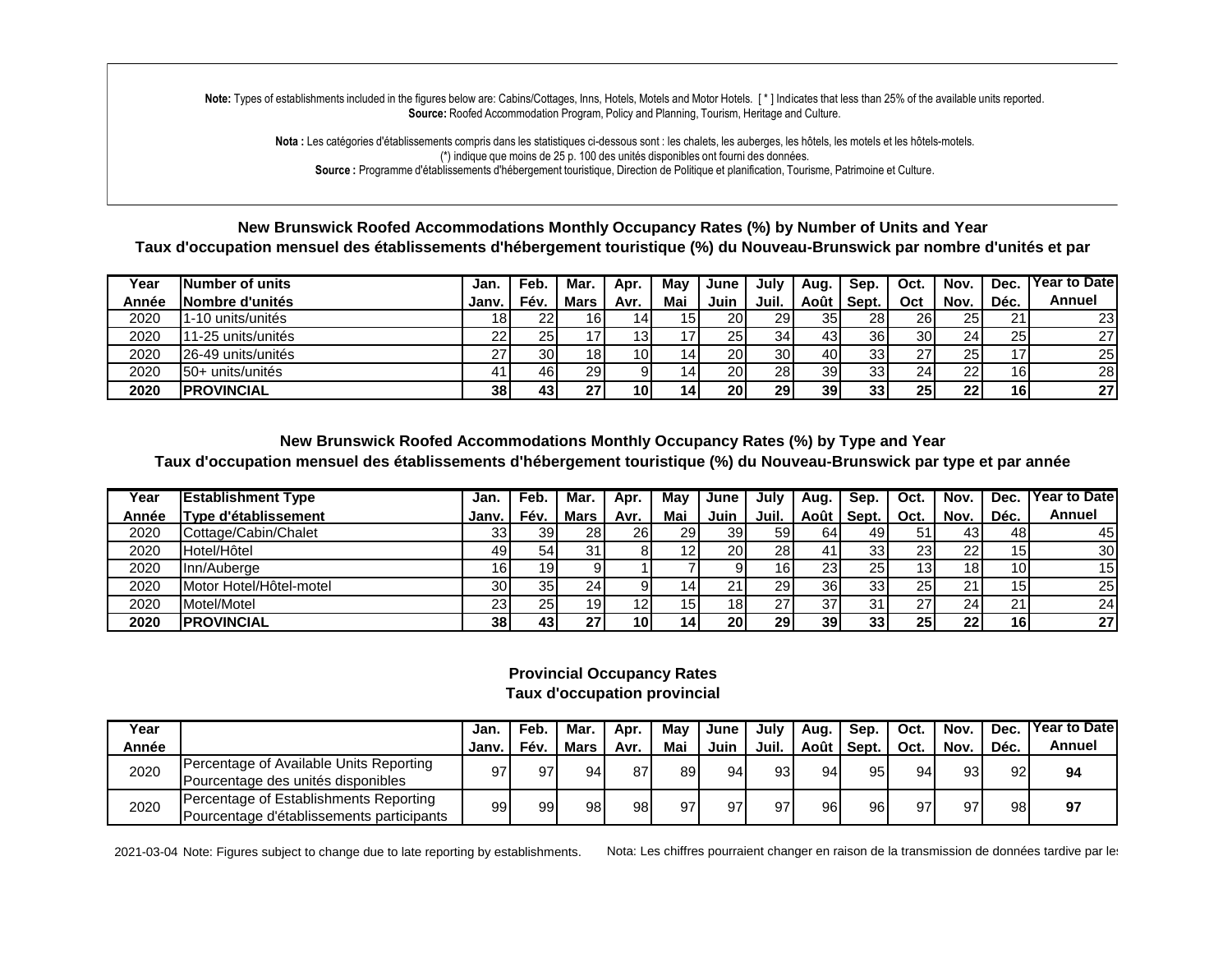**Note:** Types of establishments included in the figures below are: Cabins/Cottages, Inns, Hotels, Motels and Motor Hotels. [ * ] Indicates that less than 25% of the available units reported.
**Source:** Roofed Accommodation Program, Policy and Planning, Tourism, Heritage and Culture.

**Nota :** Les catégories d'établissements compris dans les statistiques ci-dessous sont : les chalets, les auberges, les hôtels, les motels et les hôtels-motels.
(*) indique que moins de 25 p. 100 des unités disponibles ont fourni des données.
**Source :** Programme d'établissements d'hébergement touristique, Direction de Politique et planification, Tourisme, Patrimoine et Culture.

## New Brunswick Roofed Accommodations Monthly Occupancy Rates (%) by Number of Units and Year
## Taux d'occupation mensuel des établissements d'hébergement touristique (%) du Nouveau-Brunswick par nombre d'unités et par

| Year Année | Number of units Nombre d'unités | Jan. Janv. | Feb. Fév. | Mar. Mars | Apr. Avr. | May Mai | June Juin | July Juil. | Aug. Août | Sep. Sept. | Oct. Oct | Nov. Nov. | Dec. Déc. | Year to Date Annuel |
|---|---|---|---|---|---|---|---|---|---|---|---|---|---|---|
| 2020 | 1-10 units/unités | 18 | 22 | 16 | 14 | 15 | 20 | 29 | 35 | 28 | 26 | 25 | 21 | 23 |
| 2020 | 11-25 units/unités | 22 | 25 | 17 | 13 | 17 | 25 | 34 | 43 | 36 | 30 | 24 | 25 | 27 |
| 2020 | 26-49 units/unités | 27 | 30 | 18 | 10 | 14 | 20 | 30 | 40 | 33 | 27 | 25 | 17 | 25 |
| 2020 | 50+ units/unités | 41 | 46 | 29 | 9 | 14 | 20 | 28 | 39 | 33 | 24 | 22 | 16 | 28 |
| **2020** | **PROVINCIAL** | **38** | **43** | **27** | **10** | **14** | **20** | **29** | **39** | **33** | **25** | **22** | **16** | **27** |

## New Brunswick Roofed Accommodations Monthly Occupancy Rates (%) by Type and Year
## Taux d'occupation mensuel des établissements d'hébergement touristique (%) du Nouveau-Brunswick par type et par année

| Year Année | Establishment Type Type d'établissement | Jan. Janv. | Feb. Fév. | Mar. Mars | Apr. Avr. | May Mai | June Juin | July Juil. | Aug. Août | Sep. Sept. | Oct. Oct. | Nov. Nov. | Dec. Déc. | Year to Date Annuel |
|---|---|---|---|---|---|---|---|---|---|---|---|---|---|---|
| 2020 | Cottage/Cabin/Chalet | 33 | 39 | 28 | 26 | 29 | 39 | 59 | 64 | 49 | 51 | 43 | 48 | 45 |
| 2020 | Hotel/Hôtel | 49 | 54 | 31 | 8 | 12 | 20 | 28 | 41 | 33 | 23 | 22 | 15 | 30 |
| 2020 | Inn/Auberge | 16 | 19 | 9 | 1 | 7 | 9 | 16 | 23 | 25 | 13 | 18 | 10 | 15 |
| 2020 | Motor Hotel/Hôtel-motel | 30 | 35 | 24 | 9 | 14 | 21 | 29 | 36 | 33 | 25 | 21 | 15 | 25 |
| 2020 | Motel/Motel | 23 | 25 | 19 | 12 | 15 | 18 | 27 | 37 | 31 | 27 | 24 | 21 | 24 |
| **2020** | **PROVINCIAL** | **38** | **43** | **27** | **10** | **14** | **20** | **29** | **39** | **33** | **25** | **22** | **16** | **27** |

## Provincial Occupancy Rates
## Taux d'occupation provincial

| Year Année | | Jan. Janv. | Feb. Fév. | Mar. Mars | Apr. Avr. | May Mai | June Juin | July Juil. | Aug. Août | Sep. Sept. | Oct. Oct. | Nov. Nov. | Dec. Déc. | Year to Date Annuel |
|---|---|---|---|---|---|---|---|---|---|---|---|---|---|---|
| 2020 | Percentage of Available Units Reporting Pourcentage des unités disponibles | 97 | 97 | 94 | 87 | 89 | 94 | 93 | 94 | 95 | 94 | 93 | 92 | **94** |
| 2020 | Percentage of Establishments Reporting Pourcentage d'établissements participants | 99 | 99 | 98 | 98 | 97 | 97 | 97 | 96 | 96 | 97 | 97 | 98 | **97** |

2021-03-04 Note: Figures subject to change due to late reporting by establishments. Nota: Les chiffres pourraient changer en raison de la transmission de données tardive par les